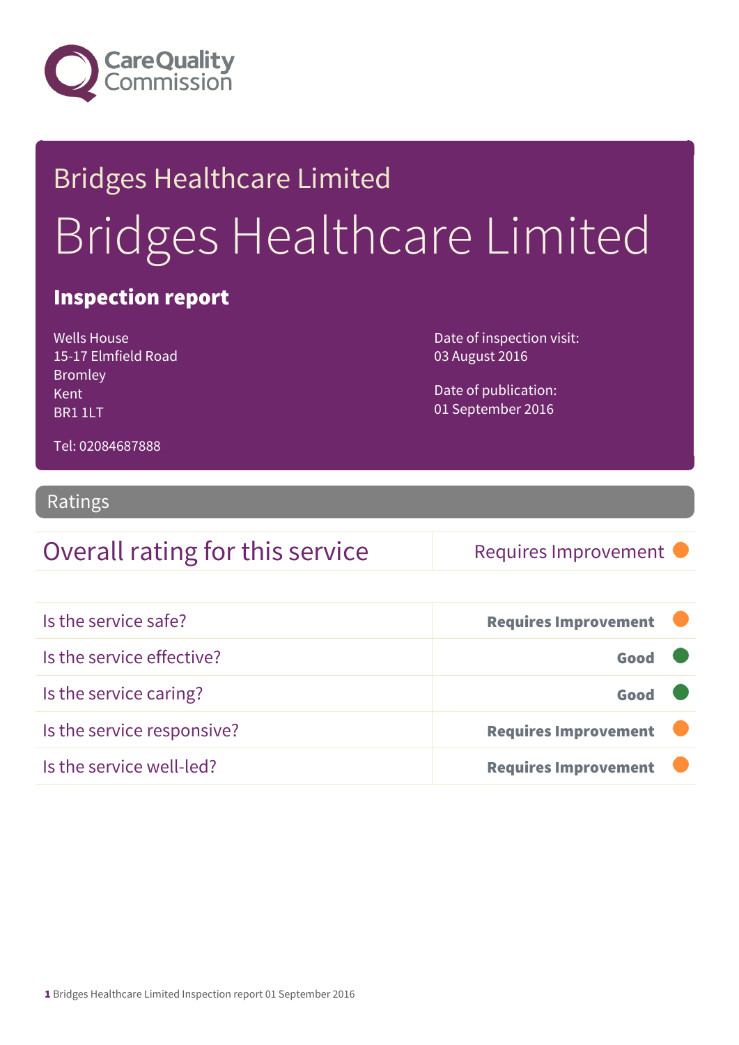Care Quality Commission

# Bridges Healthcare Limited

# Bridges Healthcare Limited

## Inspection report

Wells House
15-17 Elmfield Road
Bromley
Kent
BR1 1LT

Tel: 02084687888

Date of inspection visit:
03 August 2016

Date of publication:
01 September 2016

## Ratings

| Overall rating for this service | Requires Improvement |
|---|---|

| | |
|---|---|
| Is the service safe? | **Requires Improvement** |
| Is the service effective? | **Good** |
| Is the service caring? | **Good** |
| Is the service responsive? | **Requires Improvement** |
| Is the service well-led? | **Requires Improvement** |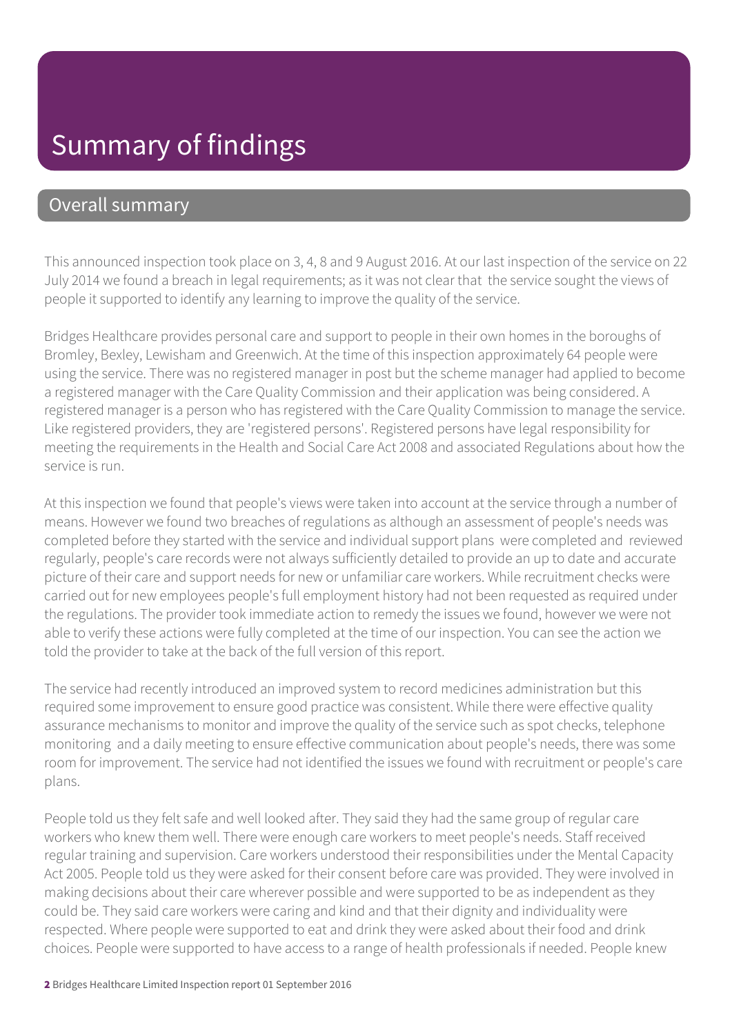# Summary of findings

## Overall summary

This announced inspection took place on 3, 4, 8 and 9 August 2016. At our last inspection of the service on 22 July 2014 we found a breach in legal requirements; as it was not clear that the service sought the views of people it supported to identify any learning to improve the quality of the service.

Bridges Healthcare provides personal care and support to people in their own homes in the boroughs of Bromley, Bexley, Lewisham and Greenwich. At the time of this inspection approximately 64 people were using the service. There was no registered manager in post but the scheme manager had applied to become a registered manager with the Care Quality Commission and their application was being considered. A registered manager is a person who has registered with the Care Quality Commission to manage the service. Like registered providers, they are 'registered persons'. Registered persons have legal responsibility for meeting the requirements in the Health and Social Care Act 2008 and associated Regulations about how the service is run.

At this inspection we found that people's views were taken into account at the service through a number of means. However we found two breaches of regulations as although an assessment of people's needs was completed before they started with the service and individual support plans were completed and reviewed regularly, people's care records were not always sufficiently detailed to provide an up to date and accurate picture of their care and support needs for new or unfamiliar care workers. While recruitment checks were carried out for new employees people's full employment history had not been requested as required under the regulations. The provider took immediate action to remedy the issues we found, however we were not able to verify these actions were fully completed at the time of our inspection. You can see the action we told the provider to take at the back of the full version of this report.

The service had recently introduced an improved system to record medicines administration but this required some improvement to ensure good practice was consistent. While there were effective quality assurance mechanisms to monitor and improve the quality of the service such as spot checks, telephone monitoring and a daily meeting to ensure effective communication about people's needs, there was some room for improvement. The service had not identified the issues we found with recruitment or people's care plans.

People told us they felt safe and well looked after. They said they had the same group of regular care workers who knew them well. There were enough care workers to meet people's needs. Staff received regular training and supervision. Care workers understood their responsibilities under the Mental Capacity Act 2005. People told us they were asked for their consent before care was provided. They were involved in making decisions about their care wherever possible and were supported to be as independent as they could be. They said care workers were caring and kind and that their dignity and individuality were respected. Where people were supported to eat and drink they were asked about their food and drink choices. People were supported to have access to a range of health professionals if needed. People knew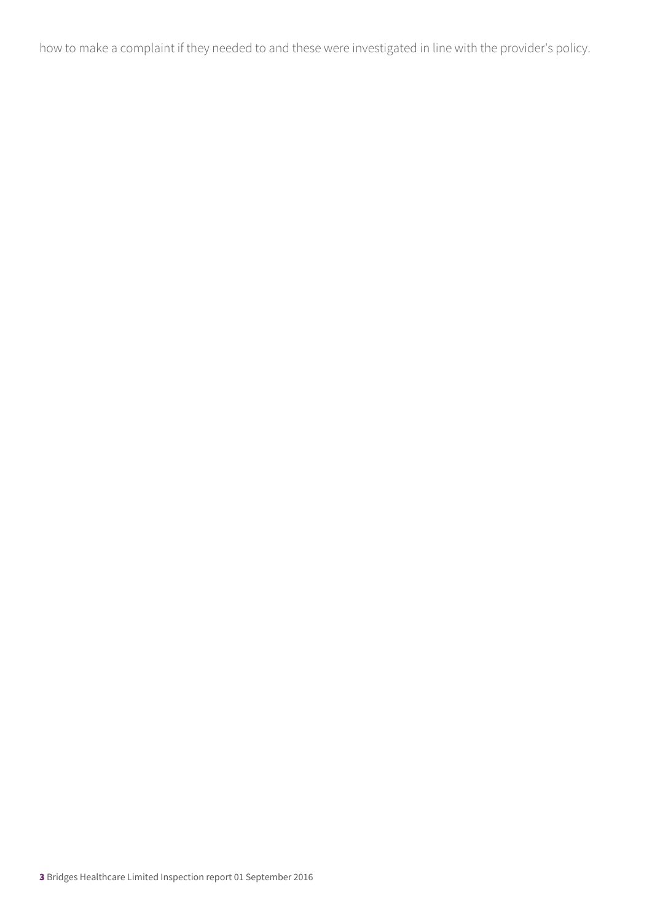how to make a complaint if they needed to and these were investigated in line with the provider's policy.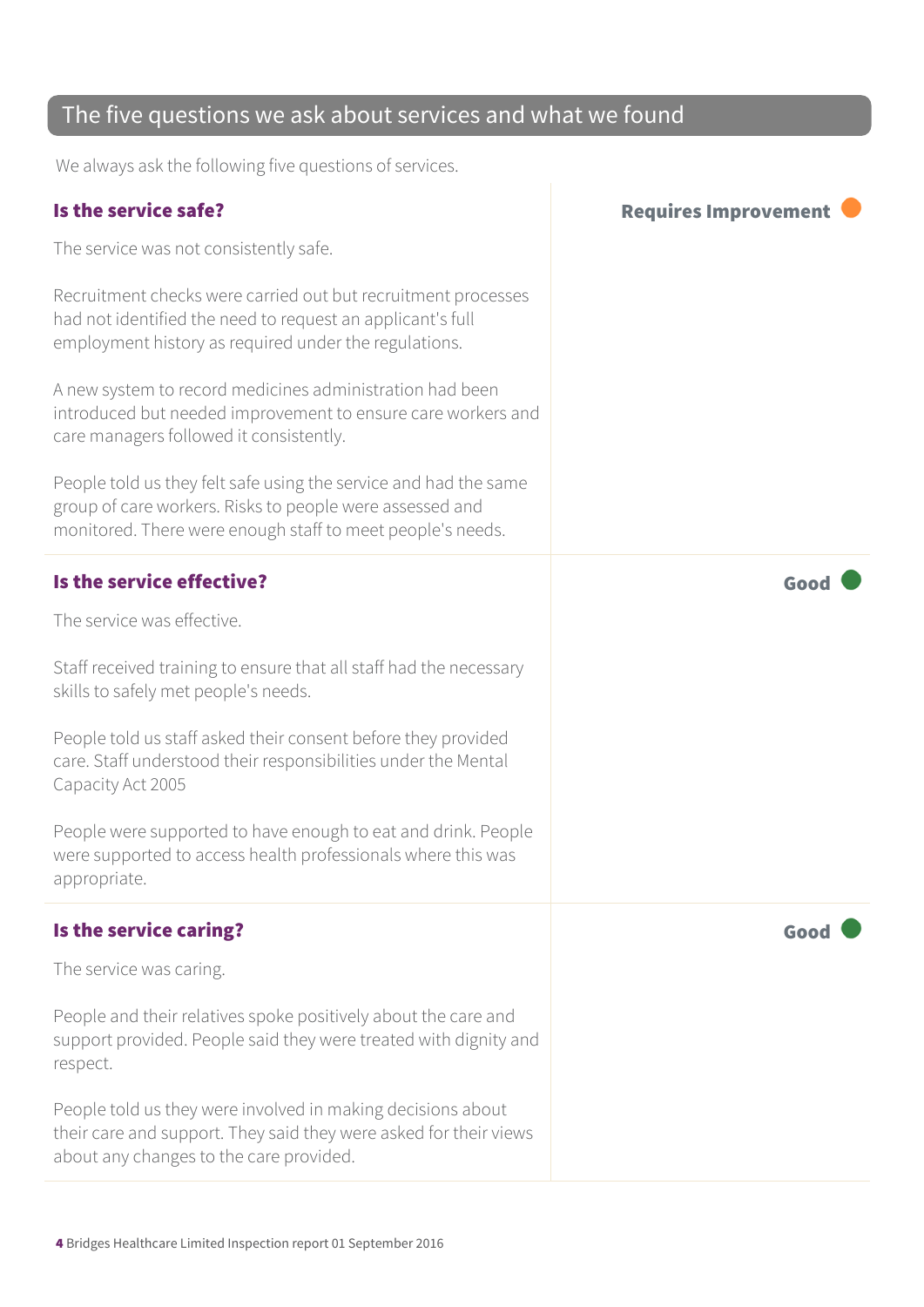## The five questions we ask about services and what we found

We always ask the following five questions of services.

### Is the service safe?

**Requires Improvement**

The service was not consistently safe.

Recruitment checks were carried out but recruitment processes had not identified the need to request an applicant's full employment history as required under the regulations.

A new system to record medicines administration had been introduced but needed improvement to ensure care workers and care managers followed it consistently.

People told us they felt safe using the service and had the same group of care workers. Risks to people were assessed and monitored. There were enough staff to meet people's needs.

### Is the service effective?

**Good**

The service was effective.

Staff received training to ensure that all staff had the necessary skills to safely met people's needs.

People told us staff asked their consent before they provided care. Staff understood their responsibilities under the Mental Capacity Act 2005

People were supported to have enough to eat and drink. People were supported to access health professionals where this was appropriate.

### Is the service caring?

**Good**

The service was caring.

People and their relatives spoke positively about the care and support provided. People said they were treated with dignity and respect.

People told us they were involved in making decisions about their care and support. They said they were asked for their views about any changes to the care provided.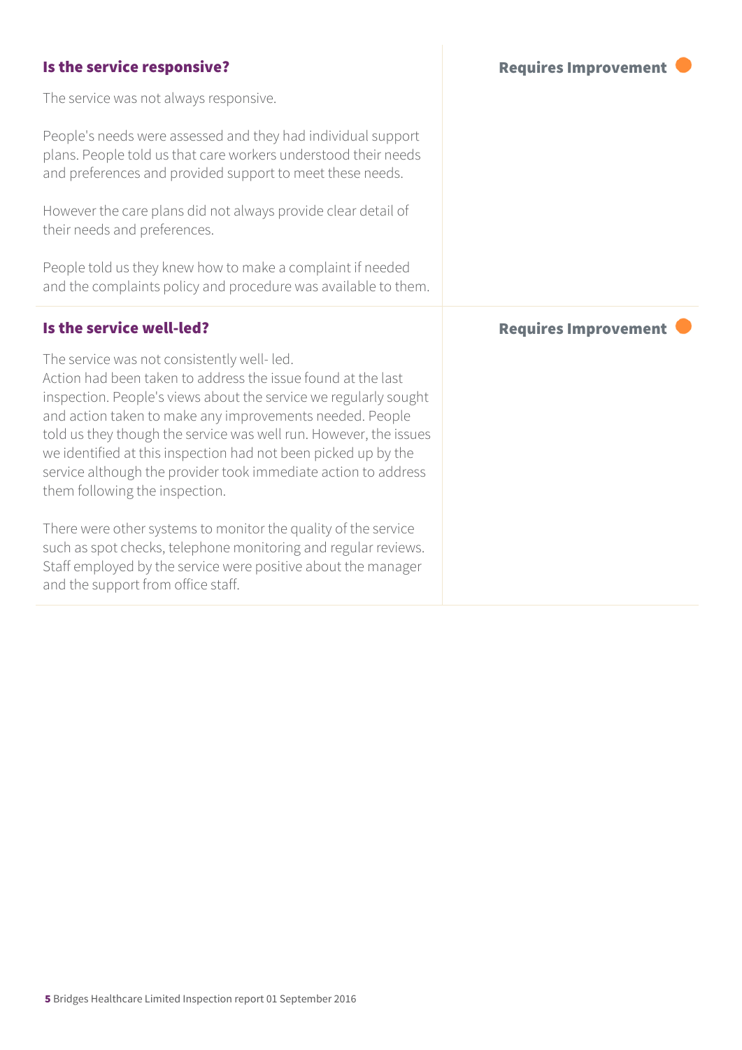### Is the service responsive?

**Requires Improvement**

The service was not always responsive.

People's needs were assessed and they had individual support plans. People told us that care workers understood their needs and preferences and provided support to meet these needs.

However the care plans did not always provide clear detail of their needs and preferences.

People told us they knew how to make a complaint if needed and the complaints policy and procedure was available to them.

### Is the service well-led?

**Requires Improvement**

The service was not consistently well- led.
Action had been taken to address the issue found at the last inspection. People's views about the service we regularly sought and action taken to make any improvements needed. People told us they though the service was well run. However, the issues we identified at this inspection had not been picked up by the service although the provider took immediate action to address them following the inspection.

There were other systems to monitor the quality of the service such as spot checks, telephone monitoring and regular reviews. Staff employed by the service were positive about the manager and the support from office staff.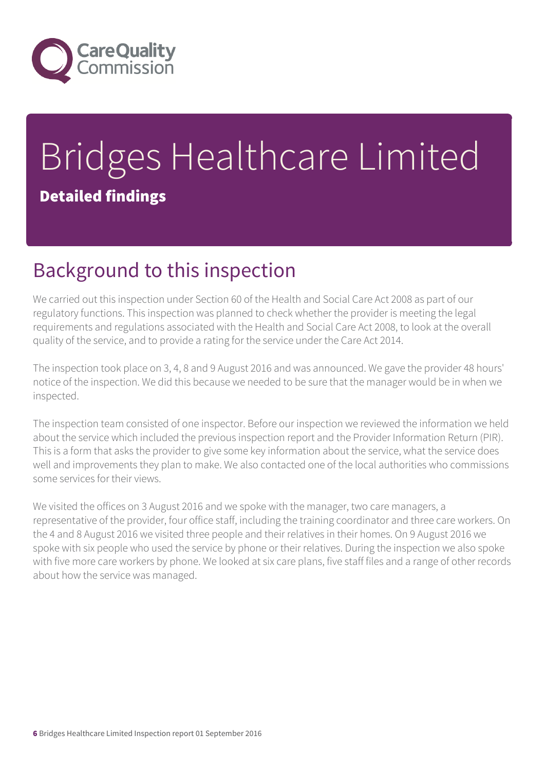# Bridges Healthcare Limited

**Detailed findings**

## Background to this inspection

We carried out this inspection under Section 60 of the Health and Social Care Act 2008 as part of our regulatory functions. This inspection was planned to check whether the provider is meeting the legal requirements and regulations associated with the Health and Social Care Act 2008, to look at the overall quality of the service, and to provide a rating for the service under the Care Act 2014.

The inspection took place on 3, 4, 8 and 9 August 2016 and was announced. We gave the provider 48 hours' notice of the inspection. We did this because we needed to be sure that the manager would be in when we inspected.

The inspection team consisted of one inspector. Before our inspection we reviewed the information we held about the service which included the previous inspection report and the Provider Information Return (PIR). This is a form that asks the provider to give some key information about the service, what the service does well and improvements they plan to make. We also contacted one of the local authorities who commissions some services for their views.

We visited the offices on 3 August 2016 and we spoke with the manager, two care managers, a representative of the provider, four office staff, including the training coordinator and three care workers. On the 4 and 8 August 2016 we visited three people and their relatives in their homes. On 9 August 2016 we spoke with six people who used the service by phone or their relatives. During the inspection we also spoke with five more care workers by phone. We looked at six care plans, five staff files and a range of other records about how the service was managed.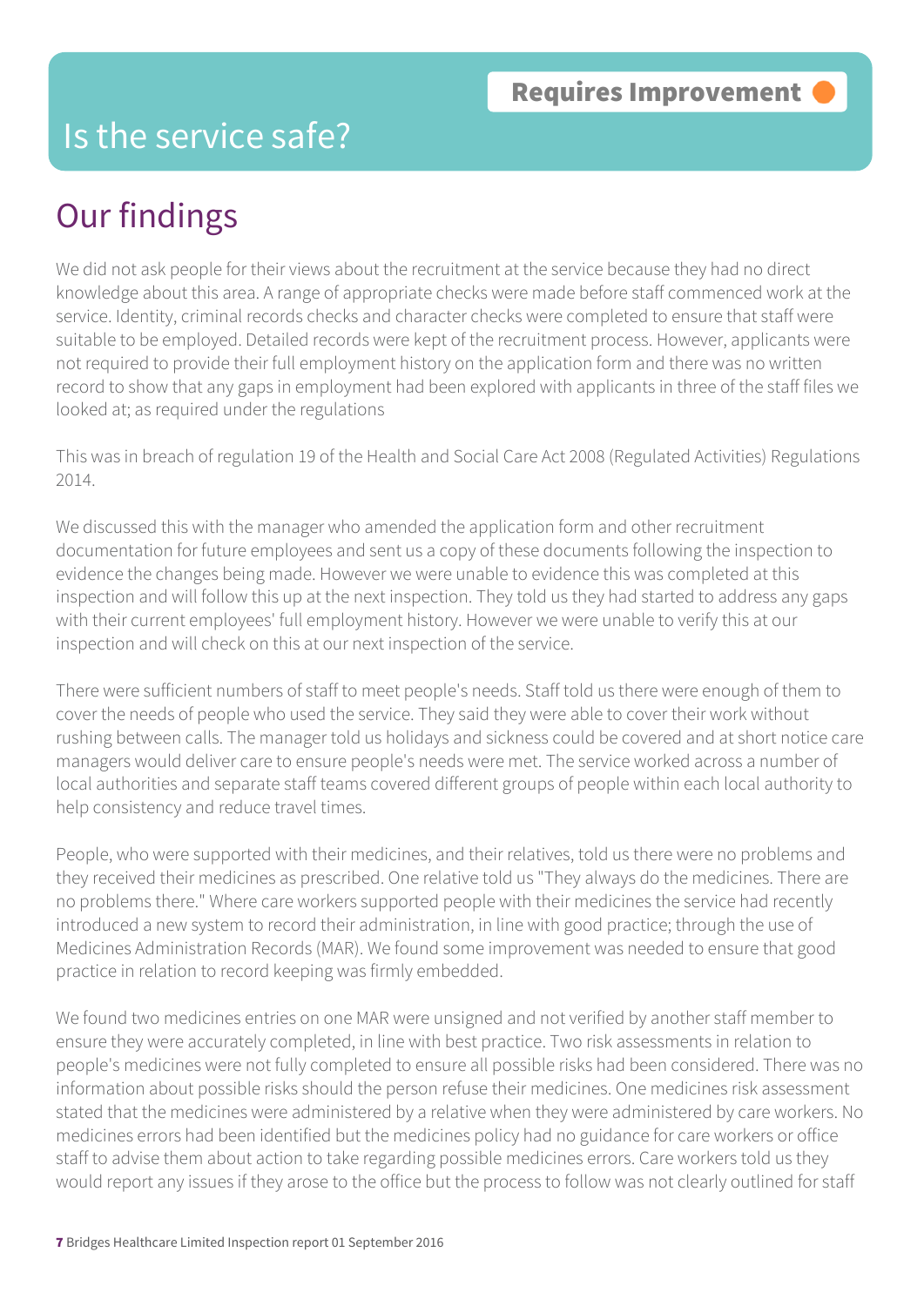Requires Improvement

# Is the service safe?

## Our findings

We did not ask people for their views about the recruitment at the service because they had no direct knowledge about this area. A range of appropriate checks were made before staff commenced work at the service. Identity, criminal records checks and character checks were completed to ensure that staff were suitable to be employed. Detailed records were kept of the recruitment process. However, applicants were not required to provide their full employment history on the application form and there was no written record to show that any gaps in employment had been explored with applicants in three of the staff files we looked at; as required under the regulations

This was in breach of regulation 19 of the Health and Social Care Act 2008 (Regulated Activities) Regulations 2014.

We discussed this with the manager who amended the application form and other recruitment documentation for future employees and sent us a copy of these documents following the inspection to evidence the changes being made. However we were unable to evidence this was completed at this inspection and will follow this up at the next inspection. They told us they had started to address any gaps with their current employees' full employment history. However we were unable to verify this at our inspection and will check on this at our next inspection of the service.

There were sufficient numbers of staff to meet people's needs. Staff told us there were enough of them to cover the needs of people who used the service. They said they were able to cover their work without rushing between calls. The manager told us holidays and sickness could be covered and at short notice care managers would deliver care to ensure people's needs were met. The service worked across a number of local authorities and separate staff teams covered different groups of people within each local authority to help consistency and reduce travel times.

People, who were supported with their medicines, and their relatives, told us there were no problems and they received their medicines as prescribed. One relative told us "They always do the medicines. There are no problems there." Where care workers supported people with their medicines the service had recently introduced a new system to record their administration, in line with good practice; through the use of Medicines Administration Records (MAR). We found some improvement was needed to ensure that good practice in relation to record keeping was firmly embedded.

We found two medicines entries on one MAR were unsigned and not verified by another staff member to ensure they were accurately completed, in line with best practice. Two risk assessments in relation to people's medicines were not fully completed to ensure all possible risks had been considered. There was no information about possible risks should the person refuse their medicines. One medicines risk assessment stated that the medicines were administered by a relative when they were administered by care workers. No medicines errors had been identified but the medicines policy had no guidance for care workers or office staff to advise them about action to take regarding possible medicines errors. Care workers told us they would report any issues if they arose to the office but the process to follow was not clearly outlined for staff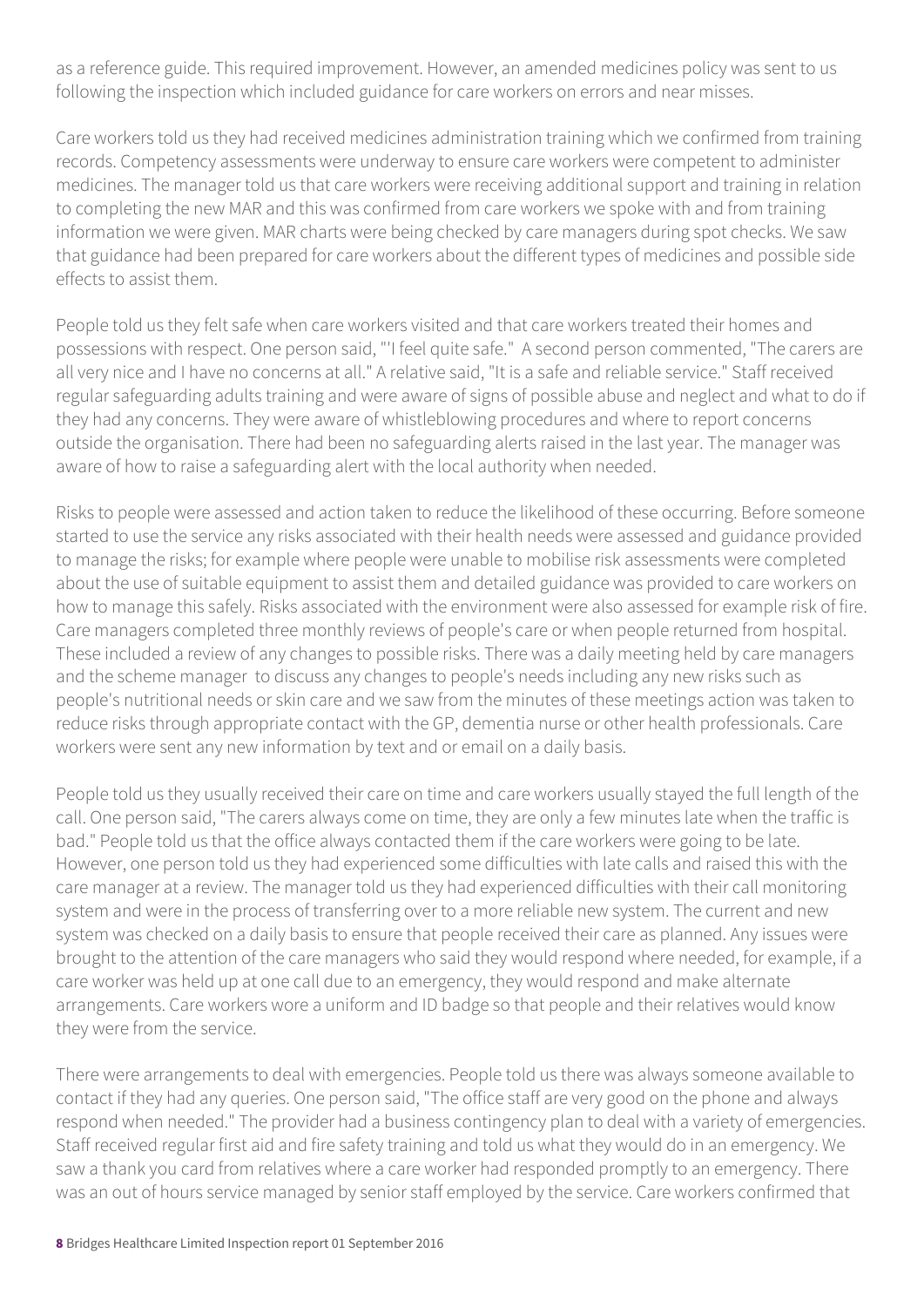as a reference guide. This required improvement. However, an amended medicines policy was sent to us following the inspection which included guidance for care workers on errors and near misses.

Care workers told us they had received medicines administration training which we confirmed from training records. Competency assessments were underway to ensure care workers were competent to administer medicines. The manager told us that care workers were receiving additional support and training in relation to completing the new MAR and this was confirmed from care workers we spoke with and from training information we were given. MAR charts were being checked by care managers during spot checks. We saw that guidance had been prepared for care workers about the different types of medicines and possible side effects to assist them.

People told us they felt safe when care workers visited and that care workers treated their homes and possessions with respect. One person said, "'I feel quite safe." A second person commented, "The carers are all very nice and I have no concerns at all." A relative said, "It is a safe and reliable service." Staff received regular safeguarding adults training and were aware of signs of possible abuse and neglect and what to do if they had any concerns. They were aware of whistleblowing procedures and where to report concerns outside the organisation. There had been no safeguarding alerts raised in the last year. The manager was aware of how to raise a safeguarding alert with the local authority when needed.

Risks to people were assessed and action taken to reduce the likelihood of these occurring. Before someone started to use the service any risks associated with their health needs were assessed and guidance provided to manage the risks; for example where people were unable to mobilise risk assessments were completed about the use of suitable equipment to assist them and detailed guidance was provided to care workers on how to manage this safely. Risks associated with the environment were also assessed for example risk of fire. Care managers completed three monthly reviews of people's care or when people returned from hospital. These included a review of any changes to possible risks. There was a daily meeting held by care managers and the scheme manager to discuss any changes to people's needs including any new risks such as people's nutritional needs or skin care and we saw from the minutes of these meetings action was taken to reduce risks through appropriate contact with the GP, dementia nurse or other health professionals. Care workers were sent any new information by text and or email on a daily basis.

People told us they usually received their care on time and care workers usually stayed the full length of the call. One person said, "The carers always come on time, they are only a few minutes late when the traffic is bad." People told us that the office always contacted them if the care workers were going to be late. However, one person told us they had experienced some difficulties with late calls and raised this with the care manager at a review. The manager told us they had experienced difficulties with their call monitoring system and were in the process of transferring over to a more reliable new system. The current and new system was checked on a daily basis to ensure that people received their care as planned. Any issues were brought to the attention of the care managers who said they would respond where needed, for example, if a care worker was held up at one call due to an emergency, they would respond and make alternate arrangements. Care workers wore a uniform and ID badge so that people and their relatives would know they were from the service.

There were arrangements to deal with emergencies. People told us there was always someone available to contact if they had any queries. One person said, "The office staff are very good on the phone and always respond when needed." The provider had a business contingency plan to deal with a variety of emergencies. Staff received regular first aid and fire safety training and told us what they would do in an emergency. We saw a thank you card from relatives where a care worker had responded promptly to an emergency. There was an out of hours service managed by senior staff employed by the service. Care workers confirmed that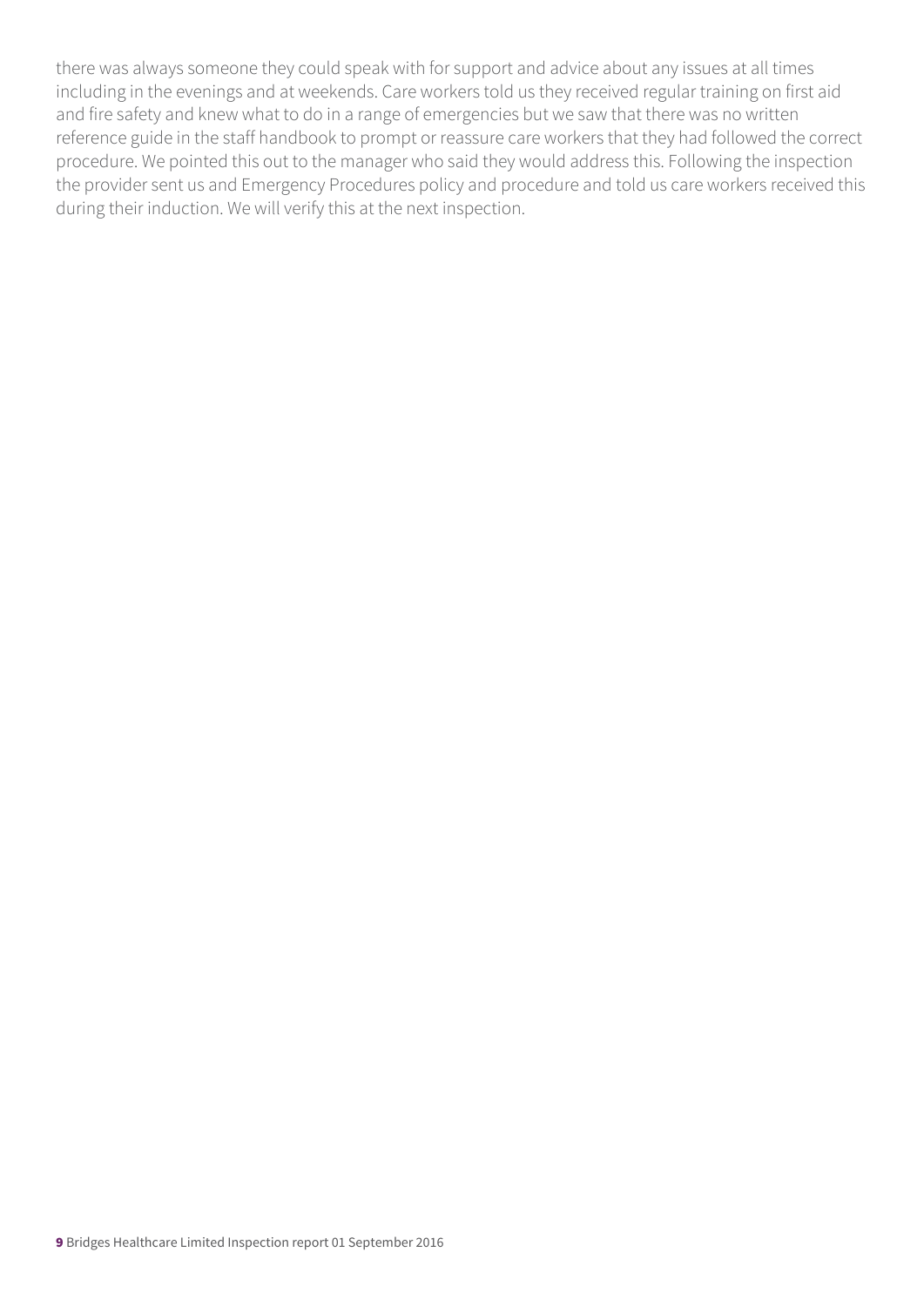there was always someone they could speak with for support and advice about any issues at all times including in the evenings and at weekends. Care workers told us they received regular training on first aid and fire safety and knew what to do in a range of emergencies but we saw that there was no written reference guide in the staff handbook to prompt or reassure care workers that they had followed the correct procedure. We pointed this out to the manager who said they would address this. Following the inspection the provider sent us and Emergency Procedures policy and procedure and told us care workers received this during their induction. We will verify this at the next inspection.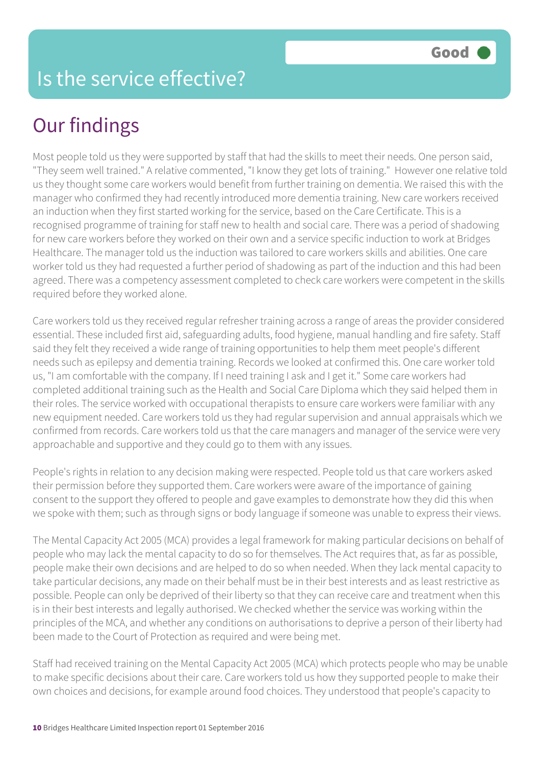# Is the service effective?

Good

## Our findings

Most people told us they were supported by staff that had the skills to meet their needs. One person said, "They seem well trained." A relative commented, "I know they get lots of training." However one relative told us they thought some care workers would benefit from further training on dementia. We raised this with the manager who confirmed they had recently introduced more dementia training. New care workers received an induction when they first started working for the service, based on the Care Certificate. This is a recognised programme of training for staff new to health and social care. There was a period of shadowing for new care workers before they worked on their own and a service specific induction to work at Bridges Healthcare. The manager told us the induction was tailored to care workers skills and abilities. One care worker told us they had requested a further period of shadowing as part of the induction and this had been agreed. There was a competency assessment completed to check care workers were competent in the skills required before they worked alone.

Care workers told us they received regular refresher training across a range of areas the provider considered essential. These included first aid, safeguarding adults, food hygiene, manual handling and fire safety. Staff said they felt they received a wide range of training opportunities to help them meet people's different needs such as epilepsy and dementia training. Records we looked at confirmed this. One care worker told us, "I am comfortable with the company. If I need training I ask and I get it." Some care workers had completed additional training such as the Health and Social Care Diploma which they said helped them in their roles. The service worked with occupational therapists to ensure care workers were familiar with any new equipment needed. Care workers told us they had regular supervision and annual appraisals which we confirmed from records. Care workers told us that the care managers and manager of the service were very approachable and supportive and they could go to them with any issues.

People's rights in relation to any decision making were respected. People told us that care workers asked their permission before they supported them. Care workers were aware of the importance of gaining consent to the support they offered to people and gave examples to demonstrate how they did this when we spoke with them; such as through signs or body language if someone was unable to express their views.

The Mental Capacity Act 2005 (MCA) provides a legal framework for making particular decisions on behalf of people who may lack the mental capacity to do so for themselves. The Act requires that, as far as possible, people make their own decisions and are helped to do so when needed. When they lack mental capacity to take particular decisions, any made on their behalf must be in their best interests and as least restrictive as possible. People can only be deprived of their liberty so that they can receive care and treatment when this is in their best interests and legally authorised. We checked whether the service was working within the principles of the MCA, and whether any conditions on authorisations to deprive a person of their liberty had been made to the Court of Protection as required and were being met.

Staff had received training on the Mental Capacity Act 2005 (MCA) which protects people who may be unable to make specific decisions about their care. Care workers told us how they supported people to make their own choices and decisions, for example around food choices. They understood that people's capacity to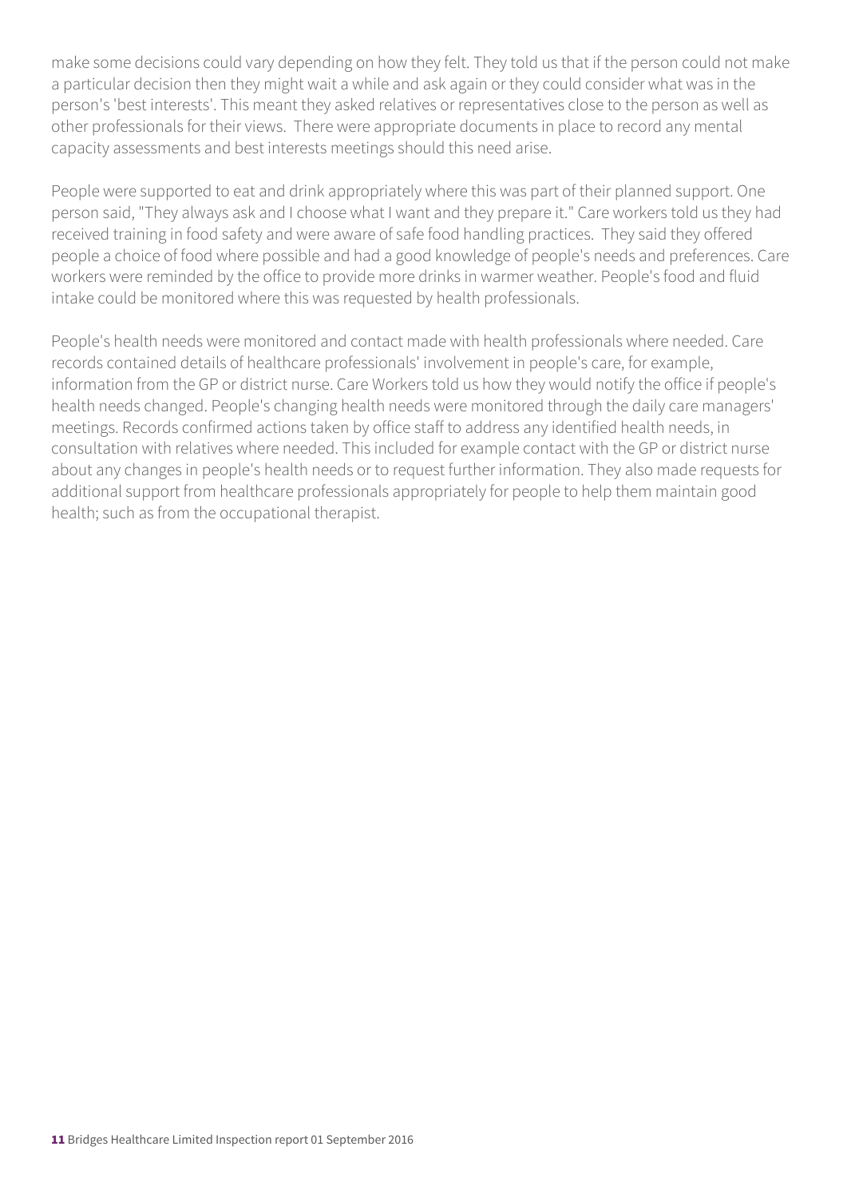make some decisions could vary depending on how they felt. They told us that if the person could not make a particular decision then they might wait a while and ask again or they could consider what was in the person's 'best interests'. This meant they asked relatives or representatives close to the person as well as other professionals for their views. There were appropriate documents in place to record any mental capacity assessments and best interests meetings should this need arise.

People were supported to eat and drink appropriately where this was part of their planned support. One person said, "They always ask and I choose what I want and they prepare it." Care workers told us they had received training in food safety and were aware of safe food handling practices. They said they offered people a choice of food where possible and had a good knowledge of people's needs and preferences. Care workers were reminded by the office to provide more drinks in warmer weather. People's food and fluid intake could be monitored where this was requested by health professionals.

People's health needs were monitored and contact made with health professionals where needed. Care records contained details of healthcare professionals' involvement in people's care, for example, information from the GP or district nurse. Care Workers told us how they would notify the office if people's health needs changed. People's changing health needs were monitored through the daily care managers' meetings. Records confirmed actions taken by office staff to address any identified health needs, in consultation with relatives where needed. This included for example contact with the GP or district nurse about any changes in people's health needs or to request further information. They also made requests for additional support from healthcare professionals appropriately for people to help them maintain good health; such as from the occupational therapist.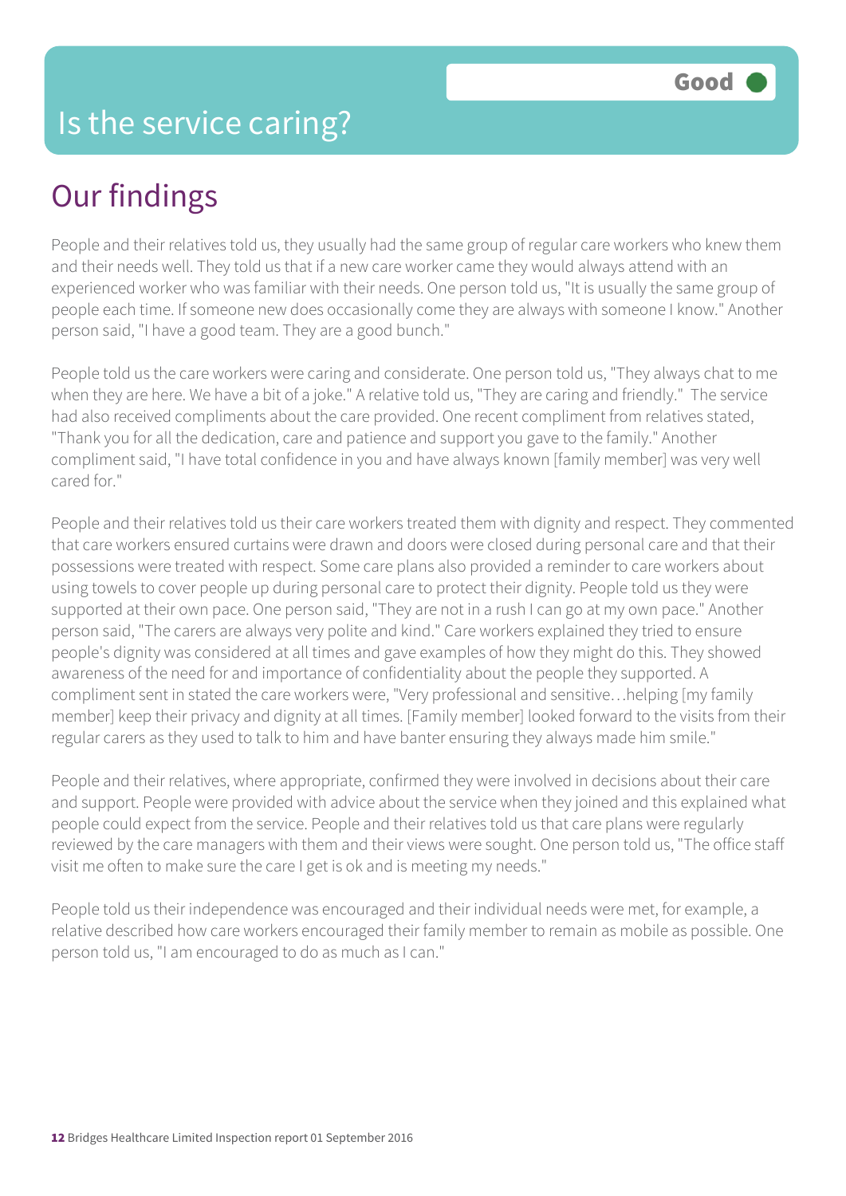# Is the service caring?

Good

## Our findings

People and their relatives told us, they usually had the same group of regular care workers who knew them and their needs well. They told us that if a new care worker came they would always attend with an experienced worker who was familiar with their needs. One person told us, "It is usually the same group of people each time. If someone new does occasionally come they are always with someone I know." Another person said, "I have a good team. They are a good bunch."

People told us the care workers were caring and considerate. One person told us, "They always chat to me when they are here. We have a bit of a joke." A relative told us, "They are caring and friendly." The service had also received compliments about the care provided. One recent compliment from relatives stated, "Thank you for all the dedication, care and patience and support you gave to the family." Another compliment said, "I have total confidence in you and have always known [family member] was very well cared for."

People and their relatives told us their care workers treated them with dignity and respect. They commented that care workers ensured curtains were drawn and doors were closed during personal care and that their possessions were treated with respect. Some care plans also provided a reminder to care workers about using towels to cover people up during personal care to protect their dignity. People told us they were supported at their own pace. One person said, "They are not in a rush I can go at my own pace." Another person said, "The carers are always very polite and kind." Care workers explained they tried to ensure people's dignity was considered at all times and gave examples of how they might do this. They showed awareness of the need for and importance of confidentiality about the people they supported. A compliment sent in stated the care workers were, "Very professional and sensitive…helping [my family member] keep their privacy and dignity at all times. [Family member] looked forward to the visits from their regular carers as they used to talk to him and have banter ensuring they always made him smile."

People and their relatives, where appropriate, confirmed they were involved in decisions about their care and support. People were provided with advice about the service when they joined and this explained what people could expect from the service. People and their relatives told us that care plans were regularly reviewed by the care managers with them and their views were sought. One person told us, "The office staff visit me often to make sure the care I get is ok and is meeting my needs."

People told us their independence was encouraged and their individual needs were met, for example, a relative described how care workers encouraged their family member to remain as mobile as possible. One person told us, "I am encouraged to do as much as I can."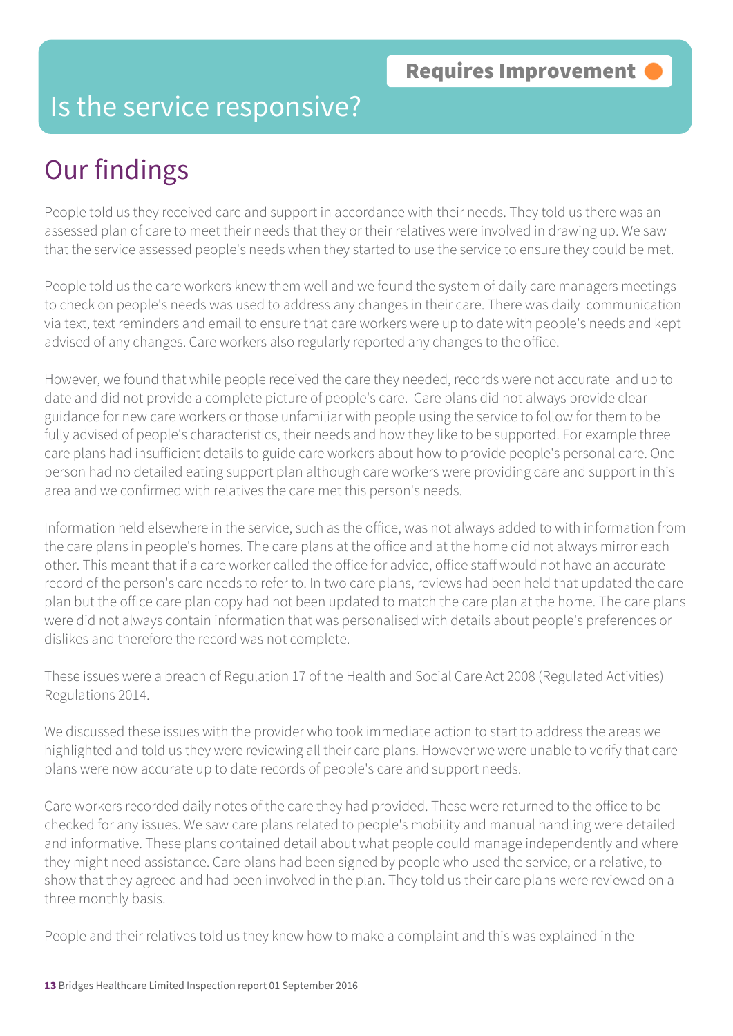Requires Improvement

# Is the service responsive?

## Our findings

People told us they received care and support in accordance with their needs. They told us there was an assessed plan of care to meet their needs that they or their relatives were involved in drawing up. We saw that the service assessed people's needs when they started to use the service to ensure they could be met.

People told us the care workers knew them well and we found the system of daily care managers meetings to check on people's needs was used to address any changes in their care. There was daily communication via text, text reminders and email to ensure that care workers were up to date with people's needs and kept advised of any changes. Care workers also regularly reported any changes to the office.

However, we found that while people received the care they needed, records were not accurate and up to date and did not provide a complete picture of people's care. Care plans did not always provide clear guidance for new care workers or those unfamiliar with people using the service to follow for them to be fully advised of people's characteristics, their needs and how they like to be supported. For example three care plans had insufficient details to guide care workers about how to provide people's personal care. One person had no detailed eating support plan although care workers were providing care and support in this area and we confirmed with relatives the care met this person's needs.

Information held elsewhere in the service, such as the office, was not always added to with information from the care plans in people's homes. The care plans at the office and at the home did not always mirror each other. This meant that if a care worker called the office for advice, office staff would not have an accurate record of the person's care needs to refer to. In two care plans, reviews had been held that updated the care plan but the office care plan copy had not been updated to match the care plan at the home. The care plans were did not always contain information that was personalised with details about people's preferences or dislikes and therefore the record was not complete.

These issues were a breach of Regulation 17 of the Health and Social Care Act 2008 (Regulated Activities) Regulations 2014.

We discussed these issues with the provider who took immediate action to start to address the areas we highlighted and told us they were reviewing all their care plans. However we were unable to verify that care plans were now accurate up to date records of people's care and support needs.

Care workers recorded daily notes of the care they had provided. These were returned to the office to be checked for any issues. We saw care plans related to people's mobility and manual handling were detailed and informative. These plans contained detail about what people could manage independently and where they might need assistance. Care plans had been signed by people who used the service, or a relative, to show that they agreed and had been involved in the plan. They told us their care plans were reviewed on a three monthly basis.

People and their relatives told us they knew how to make a complaint and this was explained in the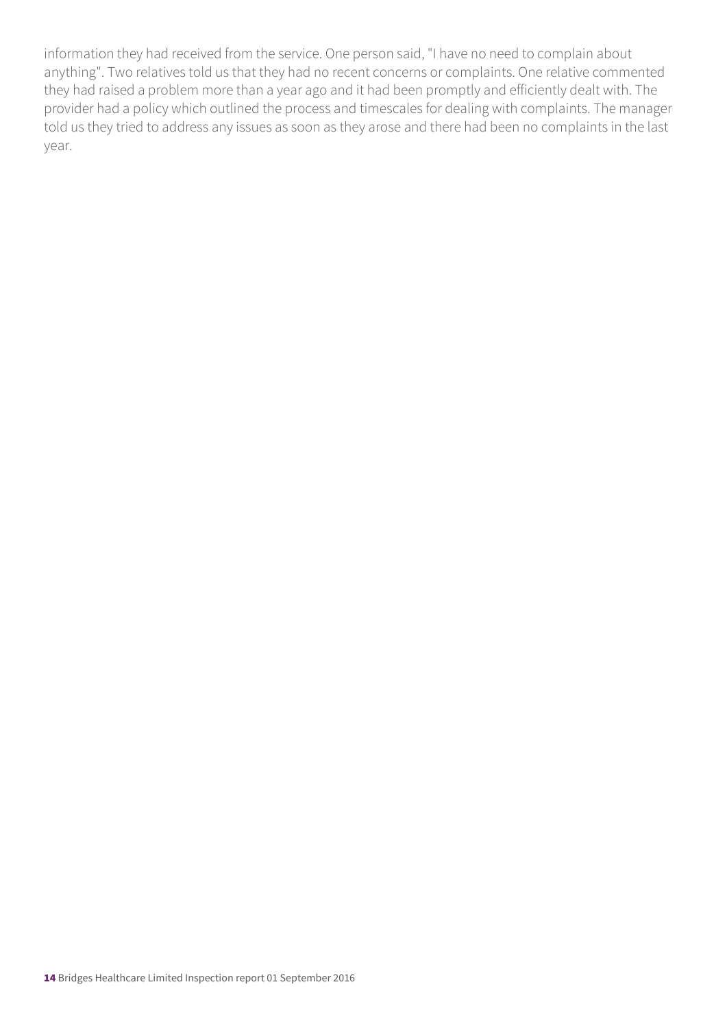information they had received from the service. One person said, "I have no need to complain about anything". Two relatives told us that they had no recent concerns or complaints. One relative commented they had raised a problem more than a year ago and it had been promptly and efficiently dealt with. The provider had a policy which outlined the process and timescales for dealing with complaints. The manager told us they tried to address any issues as soon as they arose and there had been no complaints in the last year.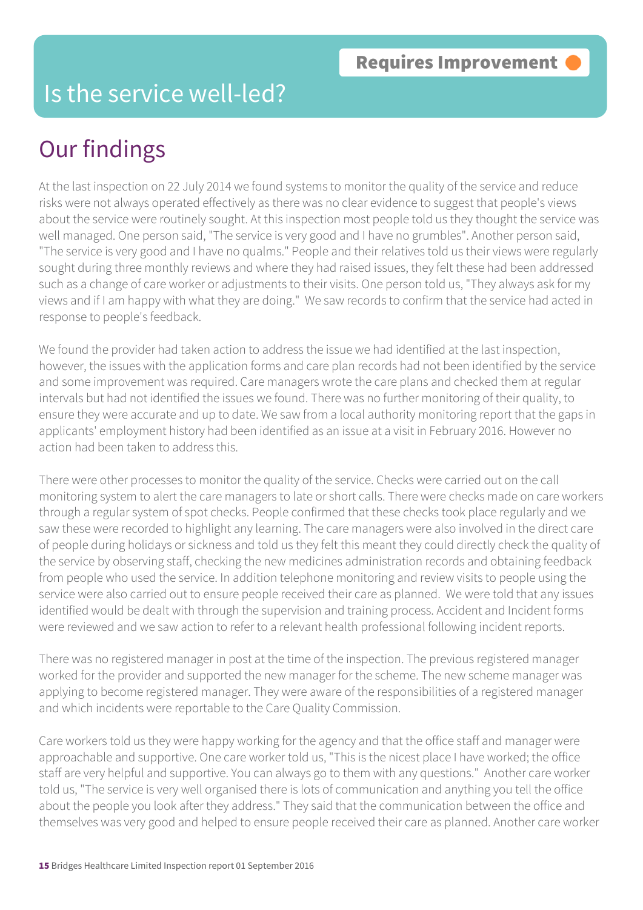**Requires Improvement**

# Is the service well-led?

## Our findings

At the last inspection on 22 July 2014 we found systems to monitor the quality of the service and reduce risks were not always operated effectively as there was no clear evidence to suggest that people's views about the service were routinely sought. At this inspection most people told us they thought the service was well managed. One person said, "The service is very good and I have no grumbles". Another person said, "The service is very good and I have no qualms." People and their relatives told us their views were regularly sought during three monthly reviews and where they had raised issues, they felt these had been addressed such as a change of care worker or adjustments to their visits. One person told us, "They always ask for my views and if I am happy with what they are doing." We saw records to confirm that the service had acted in response to people's feedback.

We found the provider had taken action to address the issue we had identified at the last inspection, however, the issues with the application forms and care plan records had not been identified by the service and some improvement was required. Care managers wrote the care plans and checked them at regular intervals but had not identified the issues we found. There was no further monitoring of their quality, to ensure they were accurate and up to date. We saw from a local authority monitoring report that the gaps in applicants' employment history had been identified as an issue at a visit in February 2016. However no action had been taken to address this.

There were other processes to monitor the quality of the service. Checks were carried out on the call monitoring system to alert the care managers to late or short calls. There were checks made on care workers through a regular system of spot checks. People confirmed that these checks took place regularly and we saw these were recorded to highlight any learning. The care managers were also involved in the direct care of people during holidays or sickness and told us they felt this meant they could directly check the quality of the service by observing staff, checking the new medicines administration records and obtaining feedback from people who used the service. In addition telephone monitoring and review visits to people using the service were also carried out to ensure people received their care as planned. We were told that any issues identified would be dealt with through the supervision and training process. Accident and Incident forms were reviewed and we saw action to refer to a relevant health professional following incident reports.

There was no registered manager in post at the time of the inspection. The previous registered manager worked for the provider and supported the new manager for the scheme. The new scheme manager was applying to become registered manager. They were aware of the responsibilities of a registered manager and which incidents were reportable to the Care Quality Commission.

Care workers told us they were happy working for the agency and that the office staff and manager were approachable and supportive. One care worker told us, "This is the nicest place I have worked; the office staff are very helpful and supportive. You can always go to them with any questions." Another care worker told us, "The service is very well organised there is lots of communication and anything you tell the office about the people you look after they address." They said that the communication between the office and themselves was very good and helped to ensure people received their care as planned. Another care worker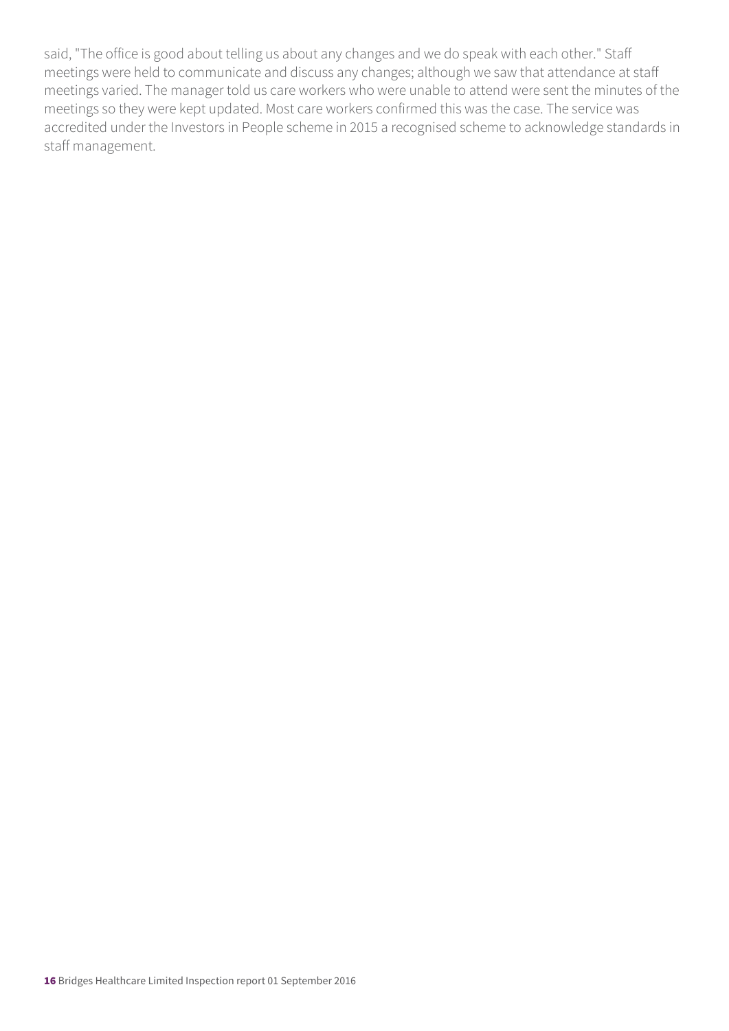said, "The office is good about telling us about any changes and we do speak with each other." Staff meetings were held to communicate and discuss any changes; although we saw that attendance at staff meetings varied. The manager told us care workers who were unable to attend were sent the minutes of the meetings so they were kept updated. Most care workers confirmed this was the case. The service was accredited under the Investors in People scheme in 2015 a recognised scheme to acknowledge standards in staff management.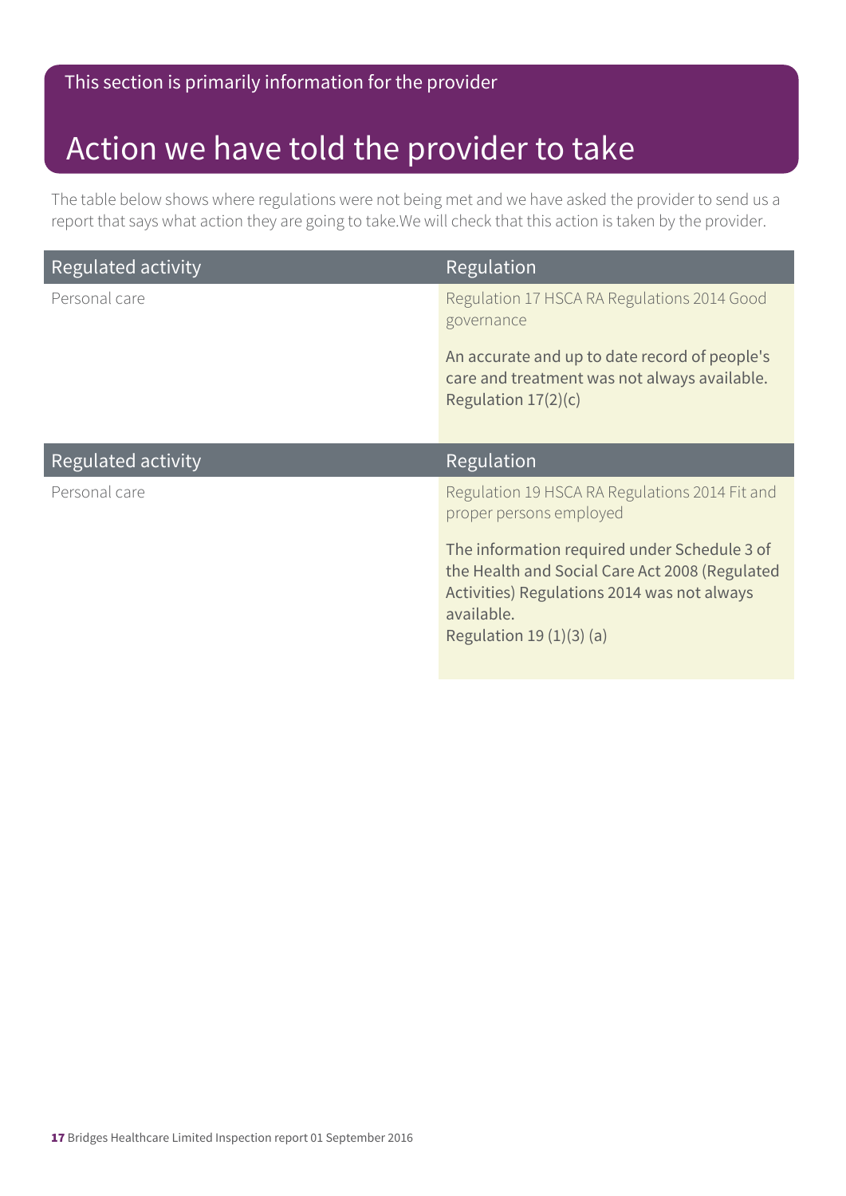This section is primarily information for the provider

# Action we have told the provider to take

The table below shows where regulations were not being met and we have asked the provider to send us a report that says what action they are going to take.We will check that this action is taken by the provider.

| Regulated activity | Regulation |
|---|---|
| Personal care | Regulation 17 HSCA RA Regulations 2014 Good governance<br><br>An accurate and up to date record of people's care and treatment was not always available. Regulation 17(2)(c) |

| Regulated activity | Regulation |
|---|---|
| Personal care | Regulation 19 HSCA RA Regulations 2014 Fit and proper persons employed<br><br>The information required under Schedule 3 of the Health and Social Care Act 2008 (Regulated Activities) Regulations 2014 was not always available.<br>Regulation 19 (1)(3) (a) |